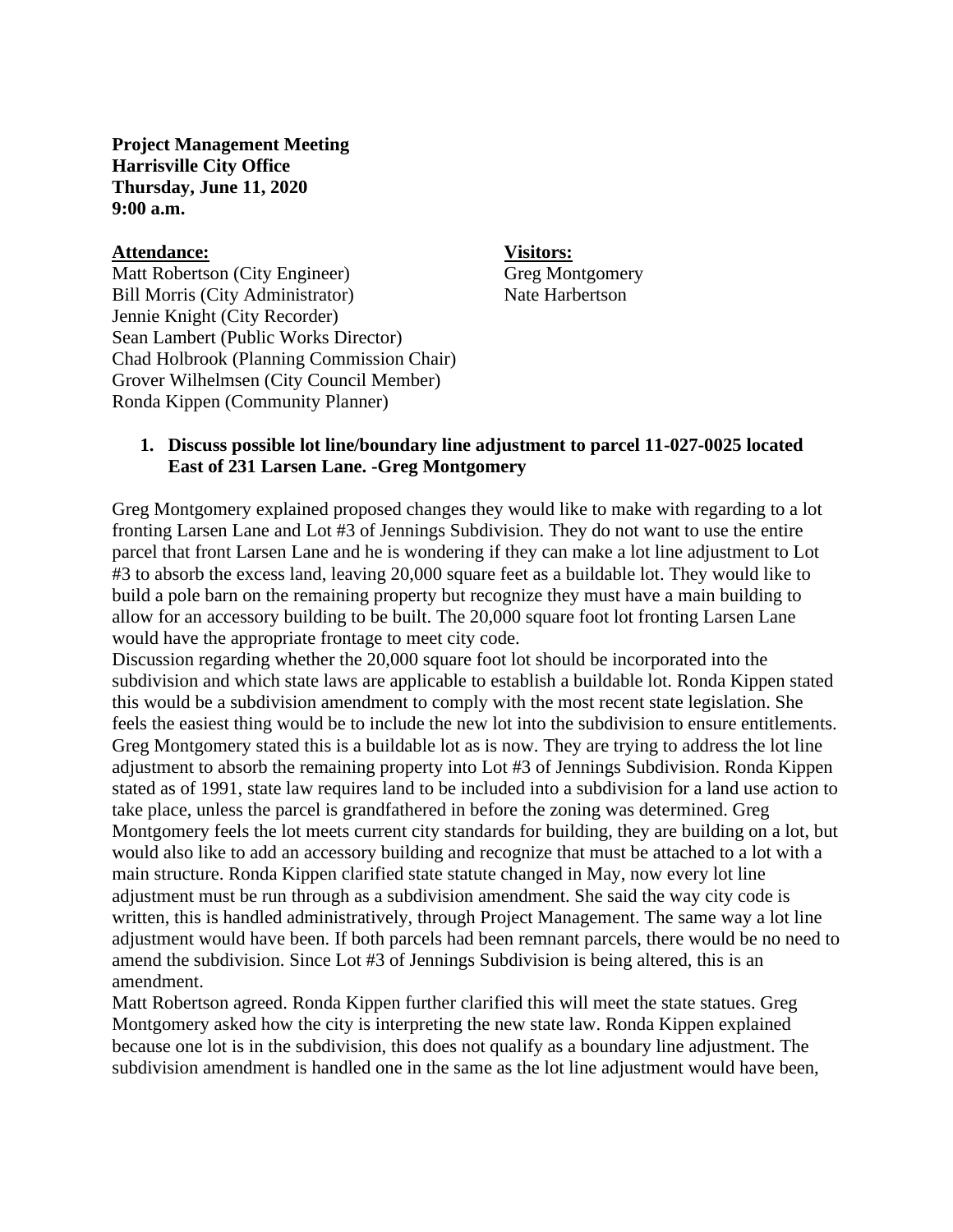**Project Management Meeting**
**Harrisville City Office**
**Thursday, June 11, 2020**
**9:00 a.m.**

**Attendance:**
Matt Robertson (City Engineer)
Bill Morris (City Administrator)
Jennie Knight (City Recorder)
Sean Lambert (Public Works Director)
Chad Holbrook (Planning Commission Chair)
Grover Wilhelmsen (City Council Member)
Ronda Kippen (Community Planner)

**Visitors:**
Greg Montgomery
Nate Harbertson

1. **Discuss possible lot line/boundary line adjustment to parcel 11-027-0025 located East of 231 Larsen Lane. -Greg Montgomery**

Greg Montgomery explained proposed changes they would like to make with regarding to a lot fronting Larsen Lane and Lot #3 of Jennings Subdivision. They do not want to use the entire parcel that front Larsen Lane and he is wondering if they can make a lot line adjustment to Lot #3 to absorb the excess land, leaving 20,000 square feet as a buildable lot. They would like to build a pole barn on the remaining property but recognize they must have a main building to allow for an accessory building to be built. The 20,000 square foot lot fronting Larsen Lane would have the appropriate frontage to meet city code.
Discussion regarding whether the 20,000 square foot lot should be incorporated into the subdivision and which state laws are applicable to establish a buildable lot. Ronda Kippen stated this would be a subdivision amendment to comply with the most recent state legislation. She feels the easiest thing would be to include the new lot into the subdivision to ensure entitlements. Greg Montgomery stated this is a buildable lot as is now. They are trying to address the lot line adjustment to absorb the remaining property into Lot #3 of Jennings Subdivision. Ronda Kippen stated as of 1991, state law requires land to be included into a subdivision for a land use action to take place, unless the parcel is grandfathered in before the zoning was determined. Greg Montgomery feels the lot meets current city standards for building, they are building on a lot, but would also like to add an accessory building and recognize that must be attached to a lot with a main structure. Ronda Kippen clarified state statute changed in May, now every lot line adjustment must be run through as a subdivision amendment. She said the way city code is written, this is handled administratively, through Project Management. The same way a lot line adjustment would have been. If both parcels had been remnant parcels, there would be no need to amend the subdivision. Since Lot #3 of Jennings Subdivision is being altered, this is an amendment.
Matt Robertson agreed. Ronda Kippen further clarified this will meet the state statues. Greg Montgomery asked how the city is interpreting the new state law. Ronda Kippen explained because one lot is in the subdivision, this does not qualify as a boundary line adjustment. The subdivision amendment is handled one in the same as the lot line adjustment would have been,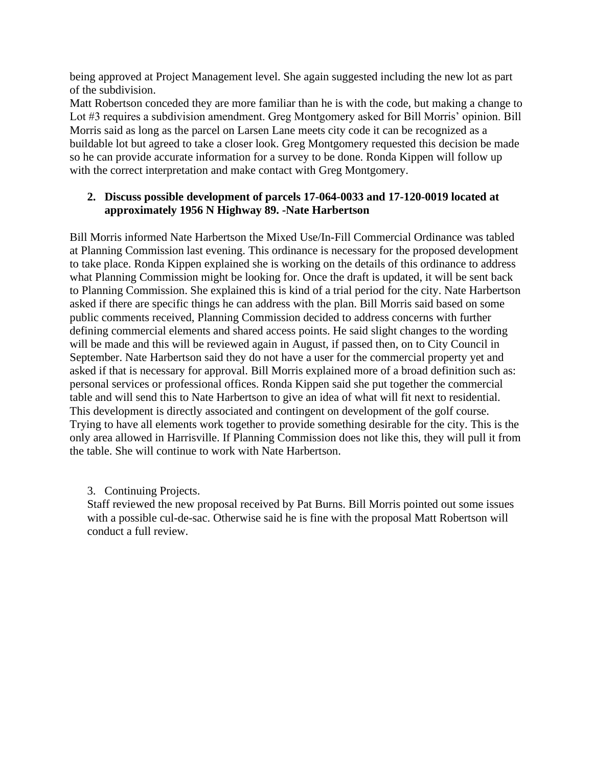being approved at Project Management level. She again suggested including the new lot as part of the subdivision.

Matt Robertson conceded they are more familiar than he is with the code, but making a change to Lot #3 requires a subdivision amendment. Greg Montgomery asked for Bill Morris' opinion. Bill Morris said as long as the parcel on Larsen Lane meets city code it can be recognized as a buildable lot but agreed to take a closer look. Greg Montgomery requested this decision be made so he can provide accurate information for a survey to be done. Ronda Kippen will follow up with the correct interpretation and make contact with Greg Montgomery.

2. **Discuss possible development of parcels 17-064-0033 and 17-120-0019 located at approximately 1956 N Highway 89. -Nate Harbertson**

Bill Morris informed Nate Harbertson the Mixed Use/In-Fill Commercial Ordinance was tabled at Planning Commission last evening. This ordinance is necessary for the proposed development to take place. Ronda Kippen explained she is working on the details of this ordinance to address what Planning Commission might be looking for. Once the draft is updated, it will be sent back to Planning Commission. She explained this is kind of a trial period for the city. Nate Harbertson asked if there are specific things he can address with the plan. Bill Morris said based on some public comments received, Planning Commission decided to address concerns with further defining commercial elements and shared access points. He said slight changes to the wording will be made and this will be reviewed again in August, if passed then, on to City Council in September. Nate Harbertson said they do not have a user for the commercial property yet and asked if that is necessary for approval. Bill Morris explained more of a broad definition such as: personal services or professional offices. Ronda Kippen said she put together the commercial table and will send this to Nate Harbertson to give an idea of what will fit next to residential. This development is directly associated and contingent on development of the golf course. Trying to have all elements work together to provide something desirable for the city. This is the only area allowed in Harrisville. If Planning Commission does not like this, they will pull it from the table. She will continue to work with Nate Harbertson.

3. Continuing Projects.

Staff reviewed the new proposal received by Pat Burns. Bill Morris pointed out some issues with a possible cul-de-sac. Otherwise said he is fine with the proposal Matt Robertson will conduct a full review.